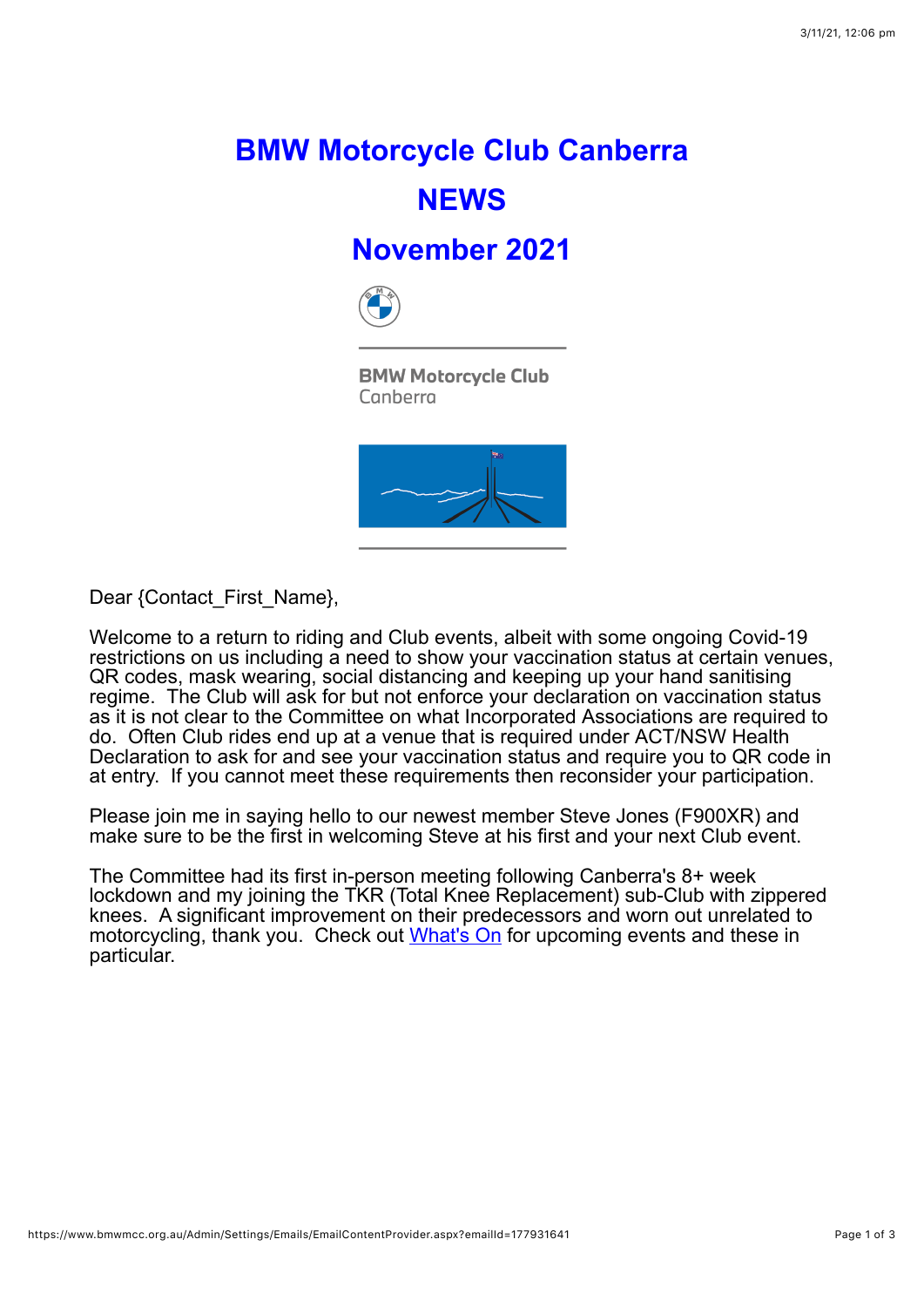# BMW Motorcycle Club Canberra

# NEWS

# November 2021

BMW Motorcycle Club
Canberra

Dear {Contact_First_Name},

Welcome to a return to riding and Club events, albeit with some ongoing Covid-19 restrictions on us including a need to show your vaccination status at certain venues, QR codes, mask wearing, social distancing and keeping up your hand sanitising regime. The Club will ask for but not enforce your declaration on vaccination status as it is not clear to the Committee on what Incorporated Associations are required to do. Often Club rides end up at a venue that is required under ACT/NSW Health Declaration to ask for and see your vaccination status and require you to QR code in at entry. If you cannot meet these requirements then reconsider your participation.

Please join me in saying hello to our newest member Steve Jones (F900XR) and make sure to be the first in welcoming Steve at his first and your next Club event.

The Committee had its first in-person meeting following Canberra's 8+ week lockdown and my joining the TKR (Total Knee Replacement) sub-Club with zippered knees. A significant improvement on their predecessors and worn out unrelated to motorcycling, thank you. Check out [What's On] for upcoming events and these in particular.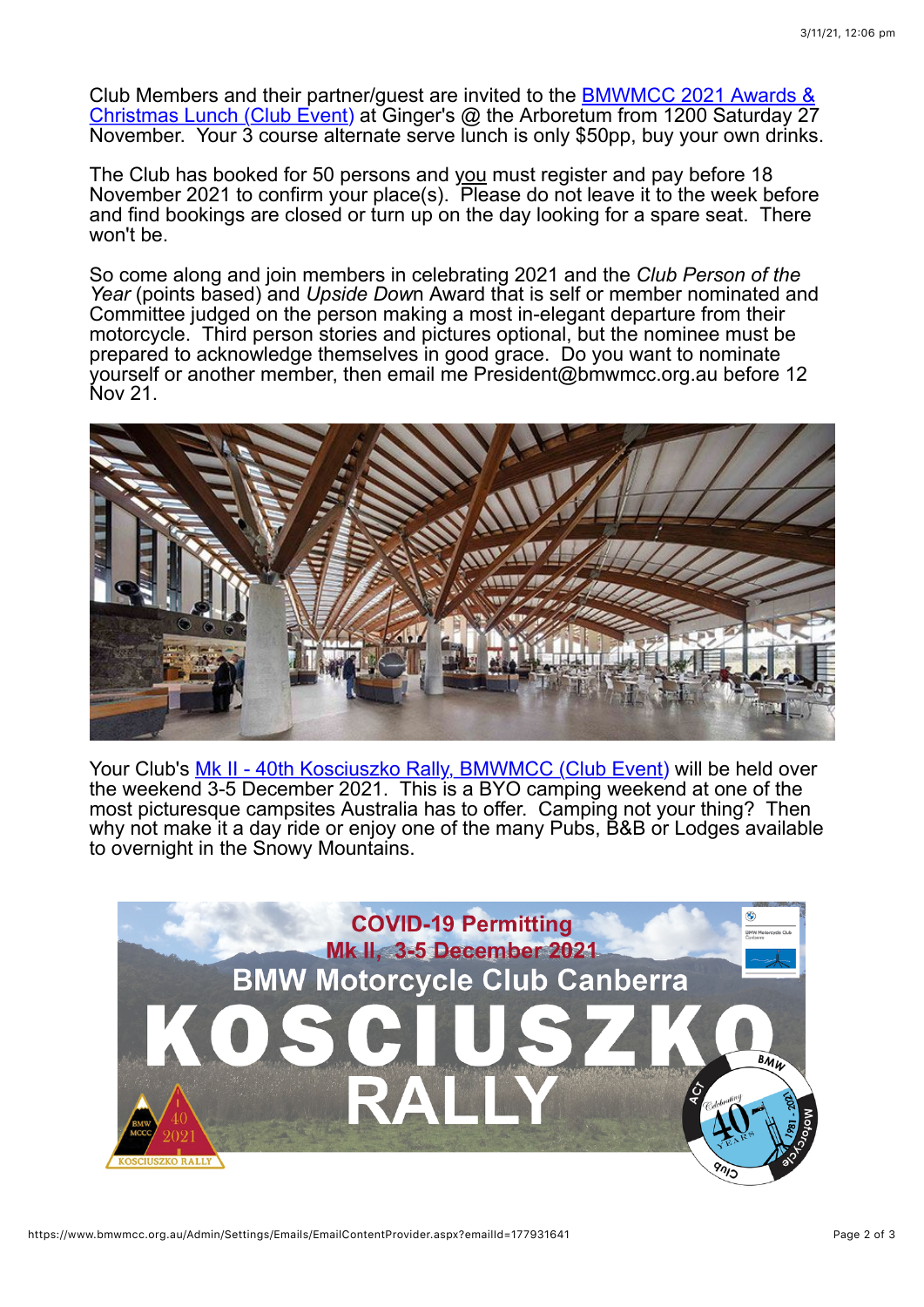Club Members and their partner/guest are invited to the BMWMCC 2021 Awards & Christmas Lunch (Club Event) at Ginger's @ the Arboretum from 1200 Saturday 27 November. Your 3 course alternate serve lunch is only $50pp, buy your own drinks.

The Club has booked for 50 persons and you must register and pay before 18 November 2021 to confirm your place(s). Please do not leave it to the week before and find bookings are closed or turn up on the day looking for a spare seat. There won't be.

So come along and join members in celebrating 2021 and the *Club Person of the Year* (points based) and *Upside Down* Award that is self or member nominated and Committee judged on the person making a most in-elegant departure from their motorcycle. Third person stories and pictures optional, but the nominee must be prepared to acknowledge themselves in good grace. Do you want to nominate yourself or another member, then email me President@bmwmcc.org.au before 12 Nov 21.

Your Club's Mk II - 40th Kosciuszko Rally, BMWMCC (Club Event) will be held over the weekend 3-5 December 2021. This is a BYO camping weekend at one of the most picturesque campsites Australia has to offer. Camping not your thing? Then why not make it a day ride or enjoy one of the many Pubs, B&B or Lodges available to overnight in the Snowy Mountains.

COVID-19 Permitting
Mk II, 3-5 December 2021
BMW Motorcycle Club Canberra
KOSCIUSZKO RALLY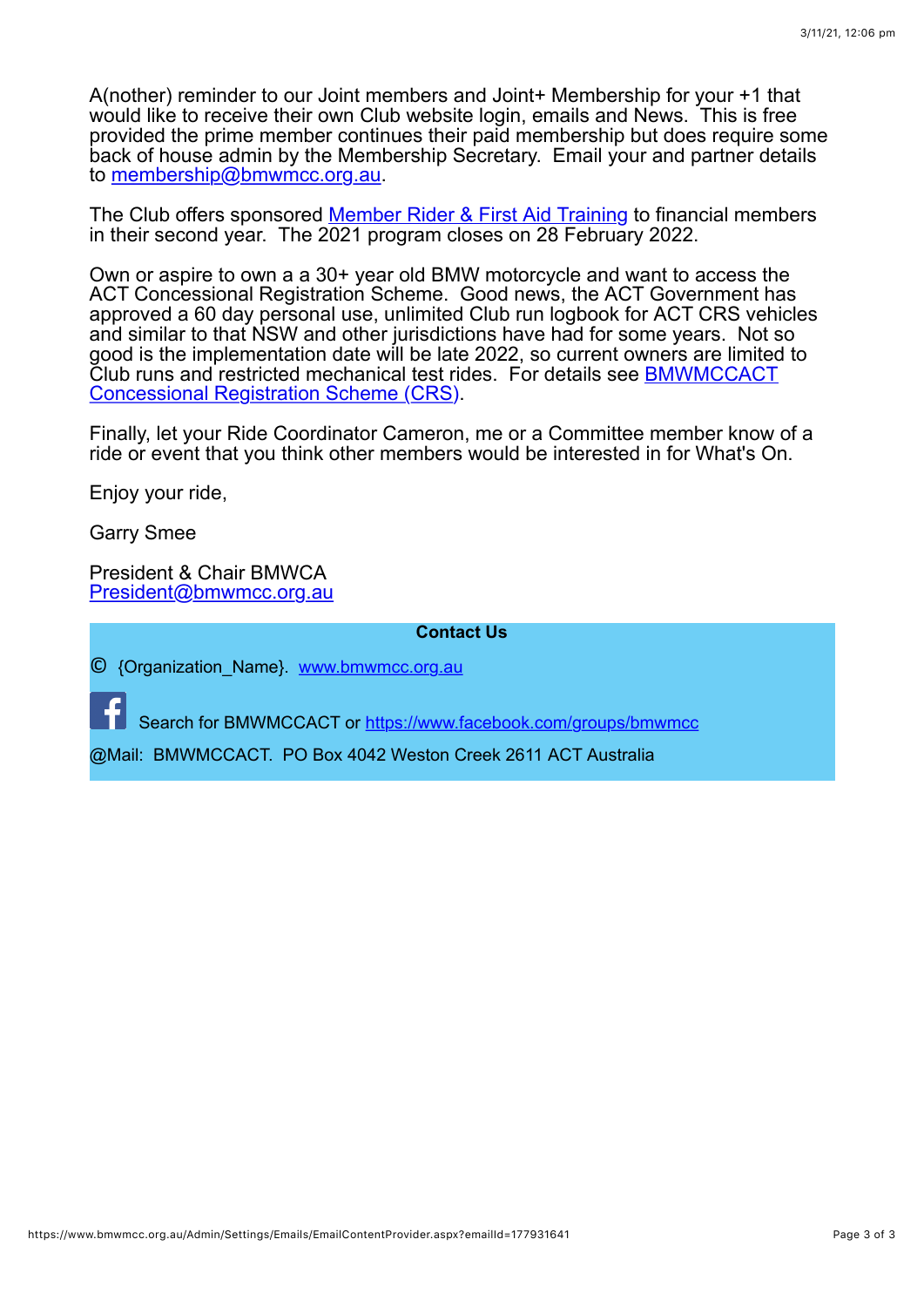A(nother) reminder to our Joint members and Joint+ Membership for your +1 that would like to receive their own Club website login, emails and News. This is free provided the prime member continues their paid membership but does require some back of house admin by the Membership Secretary. Email your and partner details to [membership@bmwmcc.org.au](mailto:membership@bmwmcc.org.au).

The Club offers sponsored [Member Rider & First Aid Training]() to financial members in their second year. The 2021 program closes on 28 February 2022.

Own or aspire to own a a 30+ year old BMW motorcycle and want to access the ACT Concessional Registration Scheme. Good news, the ACT Government has approved a 60 day personal use, unlimited Club run logbook for ACT CRS vehicles and similar to that NSW and other jurisdictions have had for some years. Not so good is the implementation date will be late 2022, so current owners are limited to Club runs and restricted mechanical test rides. For details see [BMWMCCACT Concessional Registration Scheme (CRS)]().

Finally, let your Ride Coordinator Cameron, me or a Committee member know of a ride or event that you think other members would be interested in for What's On.

Enjoy your ride,

Garry Smee

President & Chair BMWCA
[President@bmwmcc.org.au](mailto:President@bmwmcc.org.au)

**Contact Us**

© {Organization_Name}. [www.bmwmcc.org.au](http://www.bmwmcc.org.au)

Search for BMWMCCACT or [https://www.facebook.com/groups/bmwmcc](https://www.facebook.com/groups/bmwmcc)

@Mail: BMWMCCACT. PO Box 4042 Weston Creek 2611 ACT Australia